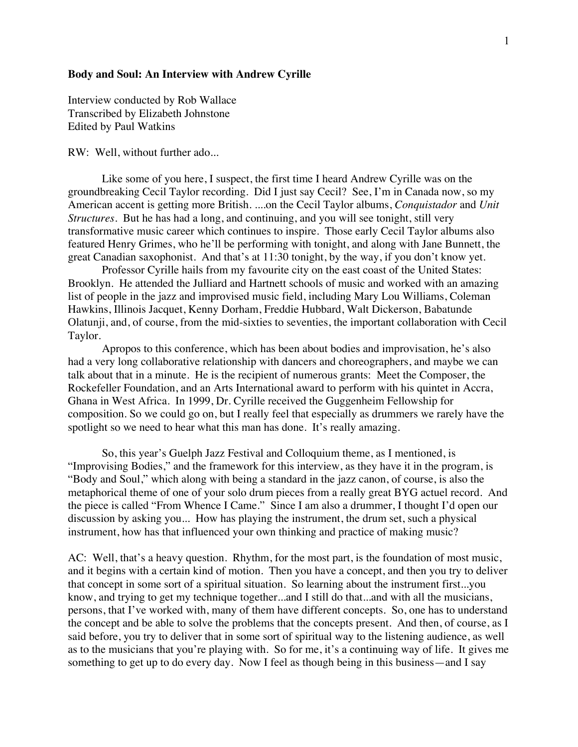**Body and Soul: An Interview with Andrew Cyrille**

Interview conducted by Rob Wallace
Transcribed by Elizabeth Johnstone
Edited by Paul Watkins

RW: Well, without further ado...

Like some of you here, I suspect, the first time I heard Andrew Cyrille was on the groundbreaking Cecil Taylor recording. Did I just say Cecil? See, I'm in Canada now, so my American accent is getting more British. ....on the Cecil Taylor albums, *Conquistador* and *Unit Structures*. But he has had a long, and continuing, and you will see tonight, still very transformative music career which continues to inspire. Those early Cecil Taylor albums also featured Henry Grimes, who he'll be performing with tonight, and along with Jane Bunnett, the great Canadian saxophonist. And that's at 11:30 tonight, by the way, if you don't know yet.

Professor Cyrille hails from my favourite city on the east coast of the United States: Brooklyn. He attended the Julliard and Hartnett schools of music and worked with an amazing list of people in the jazz and improvised music field, including Mary Lou Williams, Coleman Hawkins, Illinois Jacquet, Kenny Dorham, Freddie Hubbard, Walt Dickerson, Babatunde Olatunji, and, of course, from the mid-sixties to seventies, the important collaboration with Cecil Taylor.

Apropos to this conference, which has been about bodies and improvisation, he's also had a very long collaborative relationship with dancers and choreographers, and maybe we can talk about that in a minute. He is the recipient of numerous grants: Meet the Composer, the Rockefeller Foundation, and an Arts International award to perform with his quintet in Accra, Ghana in West Africa. In 1999, Dr. Cyrille received the Guggenheim Fellowship for composition. So we could go on, but I really feel that especially as drummers we rarely have the spotlight so we need to hear what this man has done. It's really amazing.

So, this year's Guelph Jazz Festival and Colloquium theme, as I mentioned, is "Improvising Bodies," and the framework for this interview, as they have it in the program, is "Body and Soul," which along with being a standard in the jazz canon, of course, is also the metaphorical theme of one of your solo drum pieces from a really great BYG actuel record. And the piece is called "From Whence I Came." Since I am also a drummer, I thought I'd open our discussion by asking you... How has playing the instrument, the drum set, such a physical instrument, how has that influenced your own thinking and practice of making music?

AC: Well, that's a heavy question. Rhythm, for the most part, is the foundation of most music, and it begins with a certain kind of motion. Then you have a concept, and then you try to deliver that concept in some sort of a spiritual situation. So learning about the instrument first...you know, and trying to get my technique together...and I still do that...and with all the musicians, persons, that I've worked with, many of them have different concepts. So, one has to understand the concept and be able to solve the problems that the concepts present. And then, of course, as I said before, you try to deliver that in some sort of spiritual way to the listening audience, as well as to the musicians that you're playing with. So for me, it's a continuing way of life. It gives me something to get up to do every day. Now I feel as though being in this business—and I say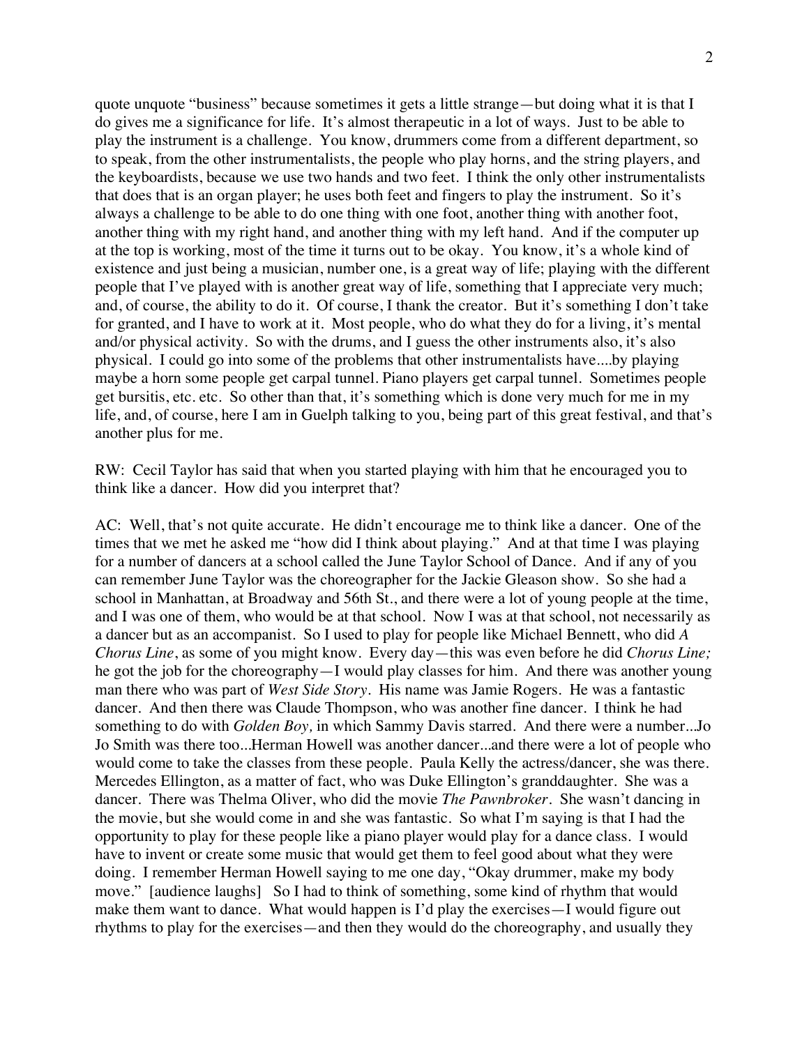quote unquote "business" because sometimes it gets a little strange—but doing what it is that I do gives me a significance for life. It's almost therapeutic in a lot of ways. Just to be able to play the instrument is a challenge. You know, drummers come from a different department, so to speak, from the other instrumentalists, the people who play horns, and the string players, and the keyboardists, because we use two hands and two feet. I think the only other instrumentalists that does that is an organ player; he uses both feet and fingers to play the instrument. So it's always a challenge to be able to do one thing with one foot, another thing with another foot, another thing with my right hand, and another thing with my left hand. And if the computer up at the top is working, most of the time it turns out to be okay. You know, it's a whole kind of existence and just being a musician, number one, is a great way of life; playing with the different people that I've played with is another great way of life, something that I appreciate very much; and, of course, the ability to do it. Of course, I thank the creator. But it's something I don't take for granted, and I have to work at it. Most people, who do what they do for a living, it's mental and/or physical activity. So with the drums, and I guess the other instruments also, it's also physical. I could go into some of the problems that other instrumentalists have....by playing maybe a horn some people get carpal tunnel. Piano players get carpal tunnel. Sometimes people get bursitis, etc. etc. So other than that, it's something which is done very much for me in my life, and, of course, here I am in Guelph talking to you, being part of this great festival, and that's another plus for me.

RW: Cecil Taylor has said that when you started playing with him that he encouraged you to think like a dancer. How did you interpret that?

AC: Well, that's not quite accurate. He didn't encourage me to think like a dancer. One of the times that we met he asked me "how did I think about playing." And at that time I was playing for a number of dancers at a school called the June Taylor School of Dance. And if any of you can remember June Taylor was the choreographer for the Jackie Gleason show. So she had a school in Manhattan, at Broadway and 56th St., and there were a lot of young people at the time, and I was one of them, who would be at that school. Now I was at that school, not necessarily as a dancer but as an accompanist. So I used to play for people like Michael Bennett, who did *A Chorus Line*, as some of you might know. Every day—this was even before he did *Chorus Line;* he got the job for the choreography—I would play classes for him. And there was another young man there who was part of *West Side Story*. His name was Jamie Rogers. He was a fantastic dancer. And then there was Claude Thompson, who was another fine dancer. I think he had something to do with *Golden Boy,* in which Sammy Davis starred. And there were a number...Jo Jo Smith was there too...Herman Howell was another dancer...and there were a lot of people who would come to take the classes from these people. Paula Kelly the actress/dancer, she was there. Mercedes Ellington, as a matter of fact, who was Duke Ellington's granddaughter. She was a dancer. There was Thelma Oliver, who did the movie *The Pawnbroker*. She wasn't dancing in the movie, but she would come in and she was fantastic. So what I'm saying is that I had the opportunity to play for these people like a piano player would play for a dance class. I would have to invent or create some music that would get them to feel good about what they were doing. I remember Herman Howell saying to me one day, "Okay drummer, make my body move." [audience laughs] So I had to think of something, some kind of rhythm that would make them want to dance. What would happen is I'd play the exercises—I would figure out rhythms to play for the exercises—and then they would do the choreography, and usually they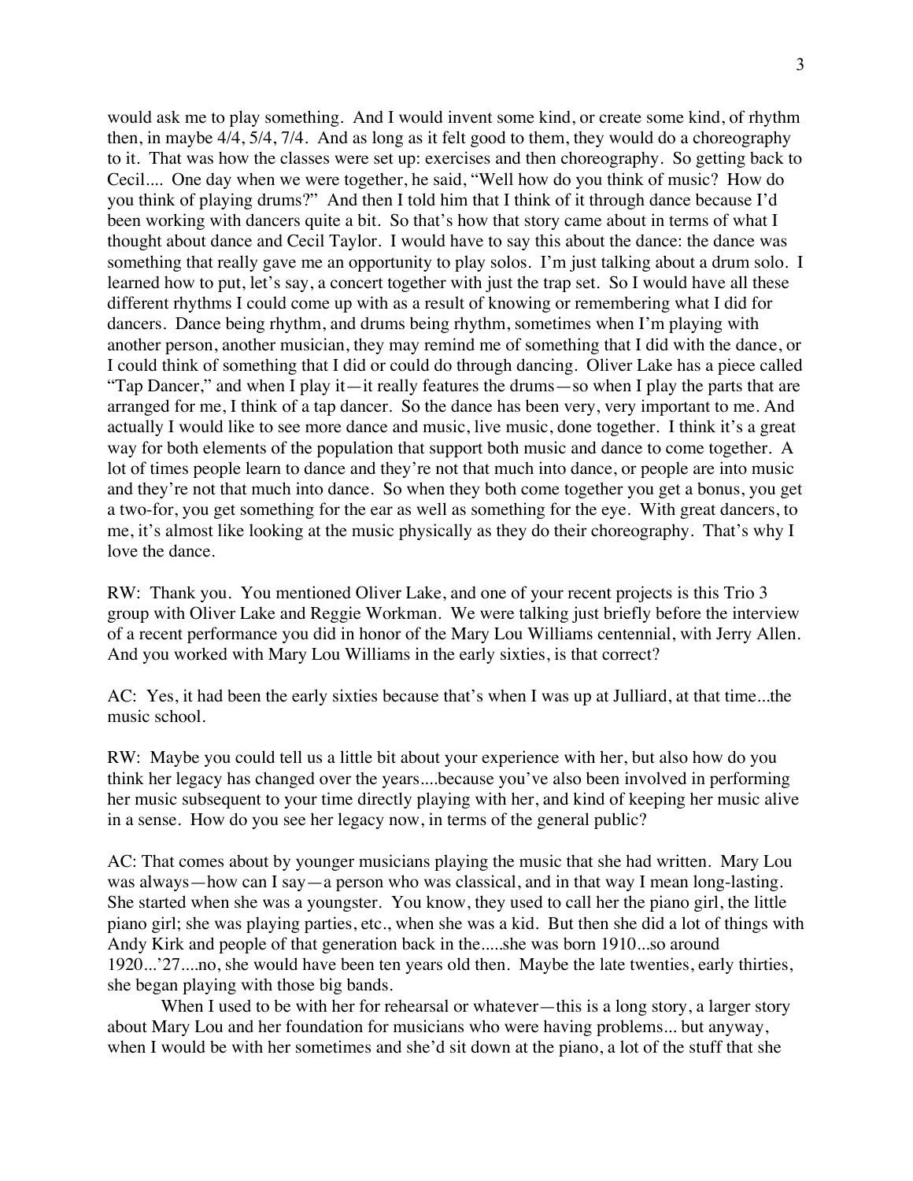would ask me to play something. And I would invent some kind, or create some kind, of rhythm then, in maybe 4/4, 5/4, 7/4. And as long as it felt good to them, they would do a choreography to it. That was how the classes were set up: exercises and then choreography. So getting back to Cecil.... One day when we were together, he said, "Well how do you think of music? How do you think of playing drums?" And then I told him that I think of it through dance because I'd been working with dancers quite a bit. So that's how that story came about in terms of what I thought about dance and Cecil Taylor. I would have to say this about the dance: the dance was something that really gave me an opportunity to play solos. I'm just talking about a drum solo. I learned how to put, let's say, a concert together with just the trap set. So I would have all these different rhythms I could come up with as a result of knowing or remembering what I did for dancers. Dance being rhythm, and drums being rhythm, sometimes when I'm playing with another person, another musician, they may remind me of something that I did with the dance, or I could think of something that I did or could do through dancing. Oliver Lake has a piece called "Tap Dancer," and when I play it—it really features the drums—so when I play the parts that are arranged for me, I think of a tap dancer. So the dance has been very, very important to me. And actually I would like to see more dance and music, live music, done together. I think it's a great way for both elements of the population that support both music and dance to come together. A lot of times people learn to dance and they're not that much into dance, or people are into music and they're not that much into dance. So when they both come together you get a bonus, you get a two-for, you get something for the ear as well as something for the eye. With great dancers, to me, it's almost like looking at the music physically as they do their choreography. That's why I love the dance.

RW: Thank you. You mentioned Oliver Lake, and one of your recent projects is this Trio 3 group with Oliver Lake and Reggie Workman. We were talking just briefly before the interview of a recent performance you did in honor of the Mary Lou Williams centennial, with Jerry Allen. And you worked with Mary Lou Williams in the early sixties, is that correct?

AC: Yes, it had been the early sixties because that's when I was up at Julliard, at that time...the music school.

RW: Maybe you could tell us a little bit about your experience with her, but also how do you think her legacy has changed over the years....because you've also been involved in performing her music subsequent to your time directly playing with her, and kind of keeping her music alive in a sense. How do you see her legacy now, in terms of the general public?

AC: That comes about by younger musicians playing the music that she had written. Mary Lou was always—how can I say—a person who was classical, and in that way I mean long-lasting. She started when she was a youngster. You know, they used to call her the piano girl, the little piano girl; she was playing parties, etc., when she was a kid. But then she did a lot of things with Andy Kirk and people of that generation back in the.....she was born 1910...so around 1920...'27....no, she would have been ten years old then. Maybe the late twenties, early thirties, she began playing with those big bands.

When I used to be with her for rehearsal or whatever—this is a long story, a larger story about Mary Lou and her foundation for musicians who were having problems... but anyway, when I would be with her sometimes and she'd sit down at the piano, a lot of the stuff that she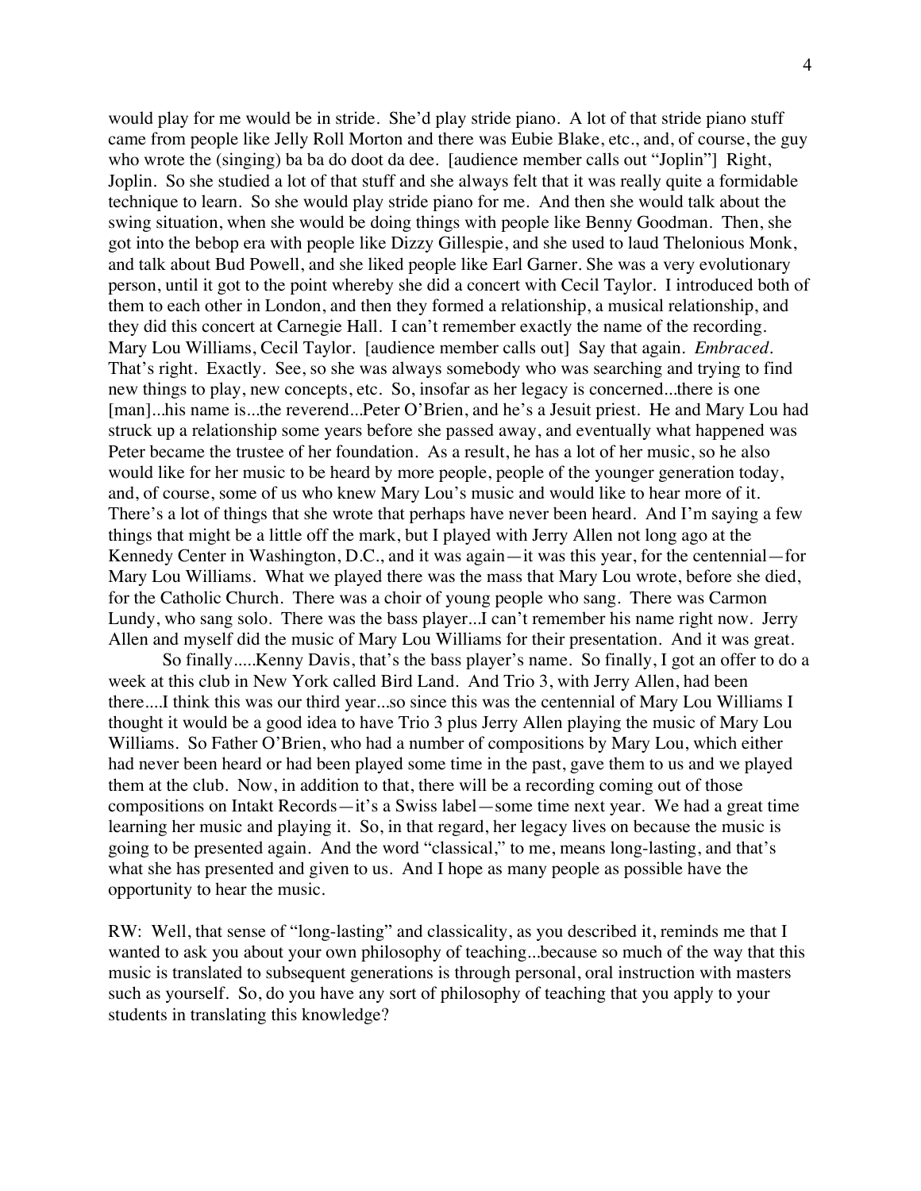would play for me would be in stride. She'd play stride piano. A lot of that stride piano stuff came from people like Jelly Roll Morton and there was Eubie Blake, etc., and, of course, the guy who wrote the (singing) ba ba do doot da dee. [audience member calls out "Joplin"] Right, Joplin. So she studied a lot of that stuff and she always felt that it was really quite a formidable technique to learn. So she would play stride piano for me. And then she would talk about the swing situation, when she would be doing things with people like Benny Goodman. Then, she got into the bebop era with people like Dizzy Gillespie, and she used to laud Thelonious Monk, and talk about Bud Powell, and she liked people like Earl Garner. She was a very evolutionary person, until it got to the point whereby she did a concert with Cecil Taylor. I introduced both of them to each other in London, and then they formed a relationship, a musical relationship, and they did this concert at Carnegie Hall. I can't remember exactly the name of the recording. Mary Lou Williams, Cecil Taylor. [audience member calls out] Say that again. *Embraced*. That's right. Exactly. See, so she was always somebody who was searching and trying to find new things to play, new concepts, etc. So, insofar as her legacy is concerned...there is one [man]...his name is...the reverend...Peter O'Brien, and he's a Jesuit priest. He and Mary Lou had struck up a relationship some years before she passed away, and eventually what happened was Peter became the trustee of her foundation. As a result, he has a lot of her music, so he also would like for her music to be heard by more people, people of the younger generation today, and, of course, some of us who knew Mary Lou's music and would like to hear more of it. There's a lot of things that she wrote that perhaps have never been heard. And I'm saying a few things that might be a little off the mark, but I played with Jerry Allen not long ago at the Kennedy Center in Washington, D.C., and it was again—it was this year, for the centennial—for Mary Lou Williams. What we played there was the mass that Mary Lou wrote, before she died, for the Catholic Church. There was a choir of young people who sang. There was Carmon Lundy, who sang solo. There was the bass player...I can't remember his name right now. Jerry Allen and myself did the music of Mary Lou Williams for their presentation. And it was great.

So finally.....Kenny Davis, that's the bass player's name. So finally, I got an offer to do a week at this club in New York called Bird Land. And Trio 3, with Jerry Allen, had been there....I think this was our third year...so since this was the centennial of Mary Lou Williams I thought it would be a good idea to have Trio 3 plus Jerry Allen playing the music of Mary Lou Williams. So Father O'Brien, who had a number of compositions by Mary Lou, which either had never been heard or had been played some time in the past, gave them to us and we played them at the club. Now, in addition to that, there will be a recording coming out of those compositions on Intakt Records—it's a Swiss label—some time next year. We had a great time learning her music and playing it. So, in that regard, her legacy lives on because the music is going to be presented again. And the word "classical," to me, means long-lasting, and that's what she has presented and given to us. And I hope as many people as possible have the opportunity to hear the music.

RW: Well, that sense of "long-lasting" and classicality, as you described it, reminds me that I wanted to ask you about your own philosophy of teaching...because so much of the way that this music is translated to subsequent generations is through personal, oral instruction with masters such as yourself. So, do you have any sort of philosophy of teaching that you apply to your students in translating this knowledge?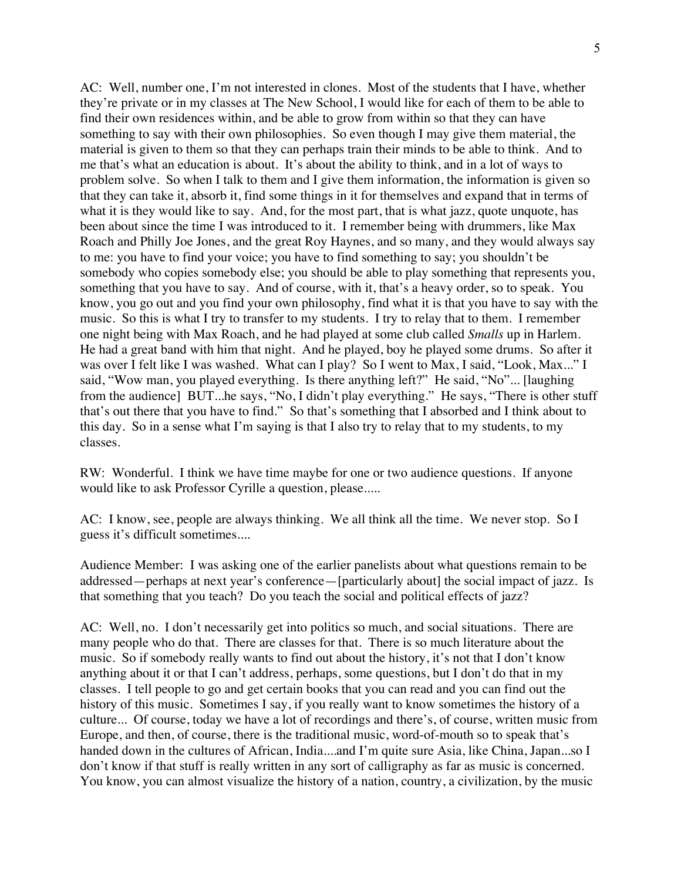AC: Well, number one, I'm not interested in clones. Most of the students that I have, whether they're private or in my classes at The New School, I would like for each of them to be able to find their own residences within, and be able to grow from within so that they can have something to say with their own philosophies. So even though I may give them material, the material is given to them so that they can perhaps train their minds to be able to think. And to me that's what an education is about. It's about the ability to think, and in a lot of ways to problem solve. So when I talk to them and I give them information, the information is given so that they can take it, absorb it, find some things in it for themselves and expand that in terms of what it is they would like to say. And, for the most part, that is what jazz, quote unquote, has been about since the time I was introduced to it. I remember being with drummers, like Max Roach and Philly Joe Jones, and the great Roy Haynes, and so many, and they would always say to me: you have to find your voice; you have to find something to say; you shouldn't be somebody who copies somebody else; you should be able to play something that represents you, something that you have to say. And of course, with it, that's a heavy order, so to speak. You know, you go out and you find your own philosophy, find what it is that you have to say with the music. So this is what I try to transfer to my students. I try to relay that to them. I remember one night being with Max Roach, and he had played at some club called *Smalls* up in Harlem. He had a great band with him that night. And he played, boy he played some drums. So after it was over I felt like I was washed. What can I play? So I went to Max, I said, "Look, Max..." I said, "Wow man, you played everything. Is there anything left?" He said, "No"... [laughing from the audience] BUT...he says, "No, I didn't play everything." He says, "There is other stuff that's out there that you have to find." So that's something that I absorbed and I think about to this day. So in a sense what I'm saying is that I also try to relay that to my students, to my classes.

RW: Wonderful. I think we have time maybe for one or two audience questions. If anyone would like to ask Professor Cyrille a question, please.....

AC: I know, see, people are always thinking. We all think all the time. We never stop. So I guess it's difficult sometimes....

Audience Member: I was asking one of the earlier panelists about what questions remain to be addressed—perhaps at next year's conference—[particularly about] the social impact of jazz. Is that something that you teach? Do you teach the social and political effects of jazz?

AC: Well, no. I don't necessarily get into politics so much, and social situations. There are many people who do that. There are classes for that. There is so much literature about the music. So if somebody really wants to find out about the history, it's not that I don't know anything about it or that I can't address, perhaps, some questions, but I don't do that in my classes. I tell people to go and get certain books that you can read and you can find out the history of this music. Sometimes I say, if you really want to know sometimes the history of a culture... Of course, today we have a lot of recordings and there's, of course, written music from Europe, and then, of course, there is the traditional music, word-of-mouth so to speak that's handed down in the cultures of African, India....and I'm quite sure Asia, like China, Japan...so I don't know if that stuff is really written in any sort of calligraphy as far as music is concerned. You know, you can almost visualize the history of a nation, country, a civilization, by the music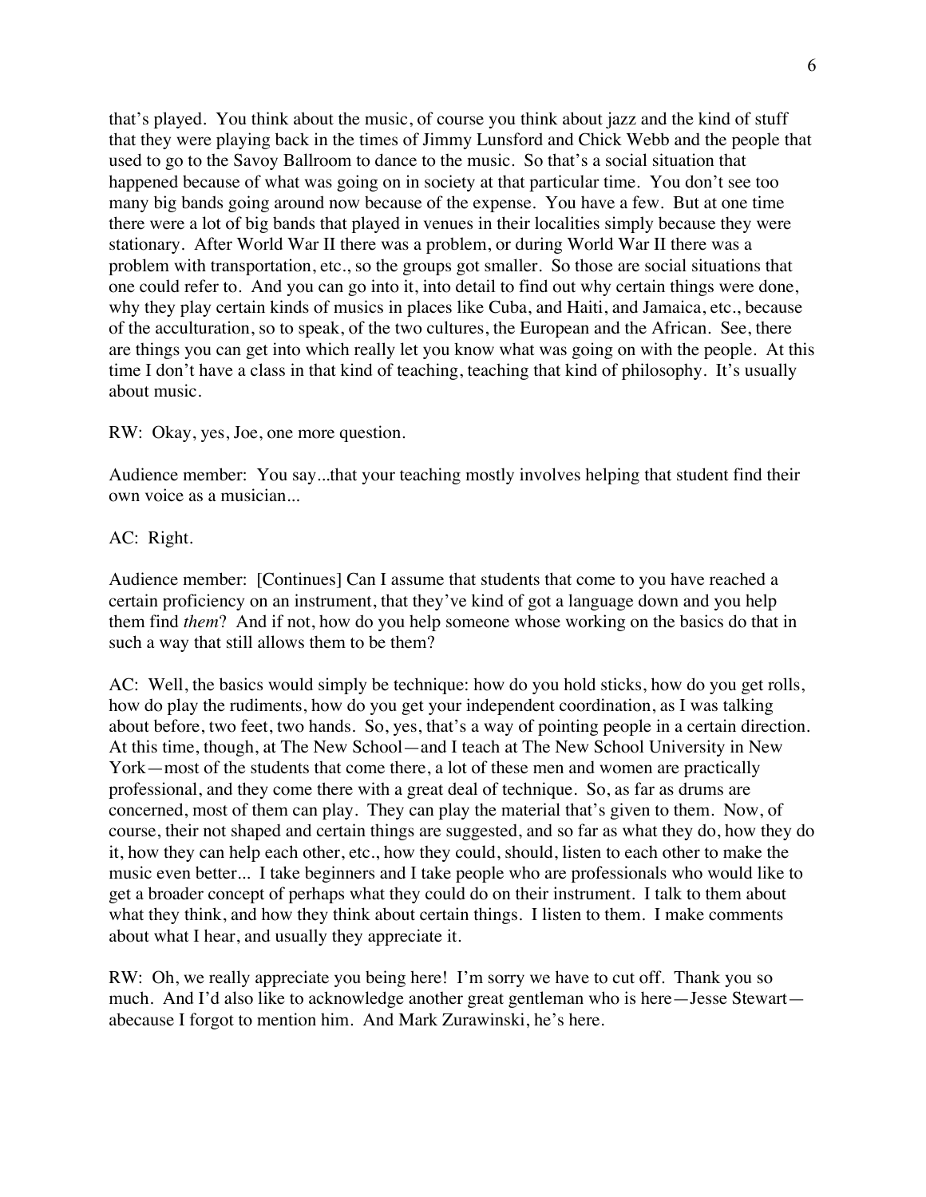that's played. You think about the music, of course you think about jazz and the kind of stuff that they were playing back in the times of Jimmy Lunsford and Chick Webb and the people that used to go to the Savoy Ballroom to dance to the music. So that's a social situation that happened because of what was going on in society at that particular time. You don't see too many big bands going around now because of the expense. You have a few. But at one time there were a lot of big bands that played in venues in their localities simply because they were stationary. After World War II there was a problem, or during World War II there was a problem with transportation, etc., so the groups got smaller. So those are social situations that one could refer to. And you can go into it, into detail to find out why certain things were done, why they play certain kinds of musics in places like Cuba, and Haiti, and Jamaica, etc., because of the acculturation, so to speak, of the two cultures, the European and the African. See, there are things you can get into which really let you know what was going on with the people. At this time I don't have a class in that kind of teaching, teaching that kind of philosophy. It's usually about music.

RW: Okay, yes, Joe, one more question.

Audience member: You say...that your teaching mostly involves helping that student find their own voice as a musician...

AC: Right.

Audience member: [Continues] Can I assume that students that come to you have reached a certain proficiency on an instrument, that they've kind of got a language down and you help them find *them*? And if not, how do you help someone whose working on the basics do that in such a way that still allows them to be them?

AC: Well, the basics would simply be technique: how do you hold sticks, how do you get rolls, how do play the rudiments, how do you get your independent coordination, as I was talking about before, two feet, two hands. So, yes, that's a way of pointing people in a certain direction. At this time, though, at The New School—and I teach at The New School University in New York—most of the students that come there, a lot of these men and women are practically professional, and they come there with a great deal of technique. So, as far as drums are concerned, most of them can play. They can play the material that's given to them. Now, of course, their not shaped and certain things are suggested, and so far as what they do, how they do it, how they can help each other, etc., how they could, should, listen to each other to make the music even better... I take beginners and I take people who are professionals who would like to get a broader concept of perhaps what they could do on their instrument. I talk to them about what they think, and how they think about certain things. I listen to them. I make comments about what I hear, and usually they appreciate it.

RW: Oh, we really appreciate you being here! I'm sorry we have to cut off. Thank you so much. And I'd also like to acknowledge another great gentleman who is here—Jesse Stewart—abecause I forgot to mention him. And Mark Zurawinski, he's here.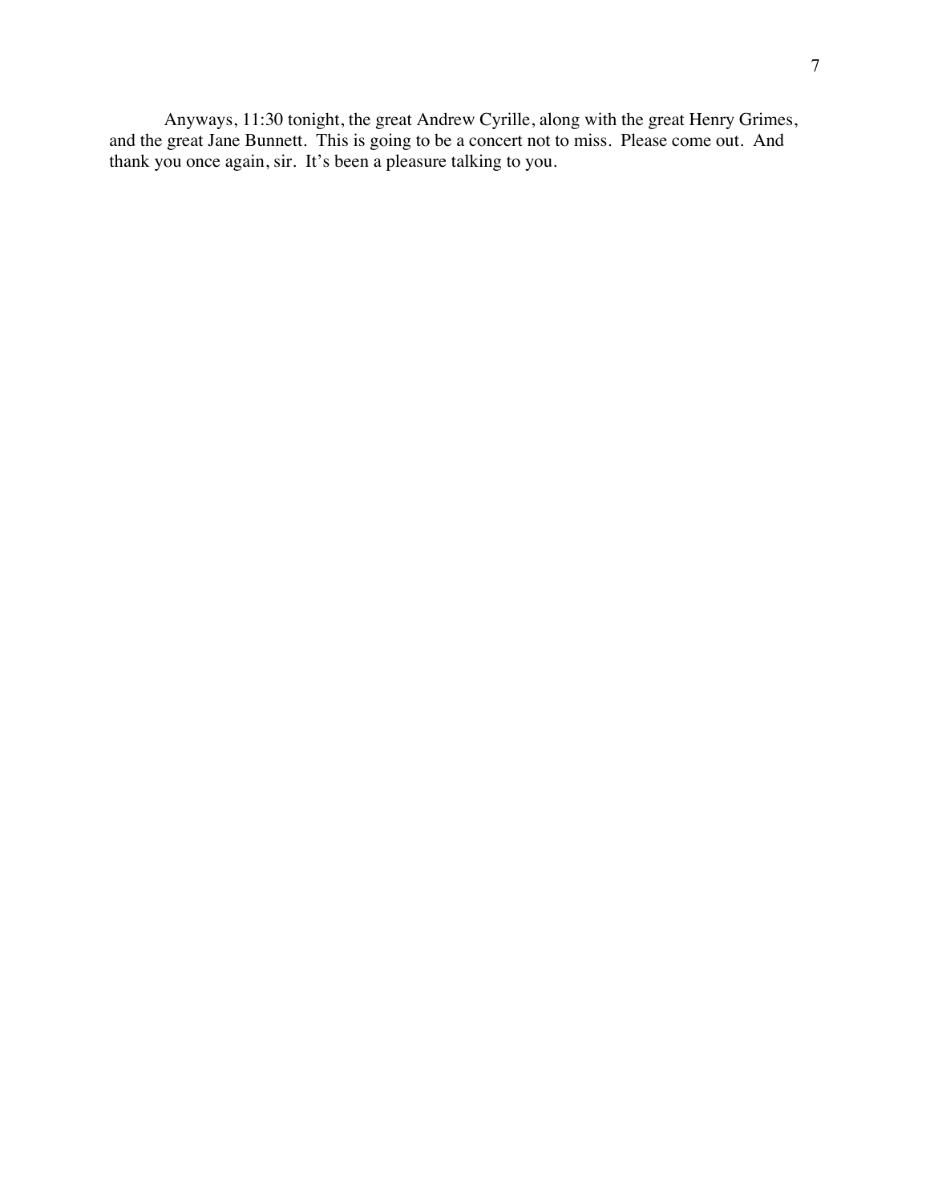Anyways, 11:30 tonight, the great Andrew Cyrille, along with the great Henry Grimes, and the great Jane Bunnett. This is going to be a concert not to miss. Please come out. And thank you once again, sir. It's been a pleasure talking to you.